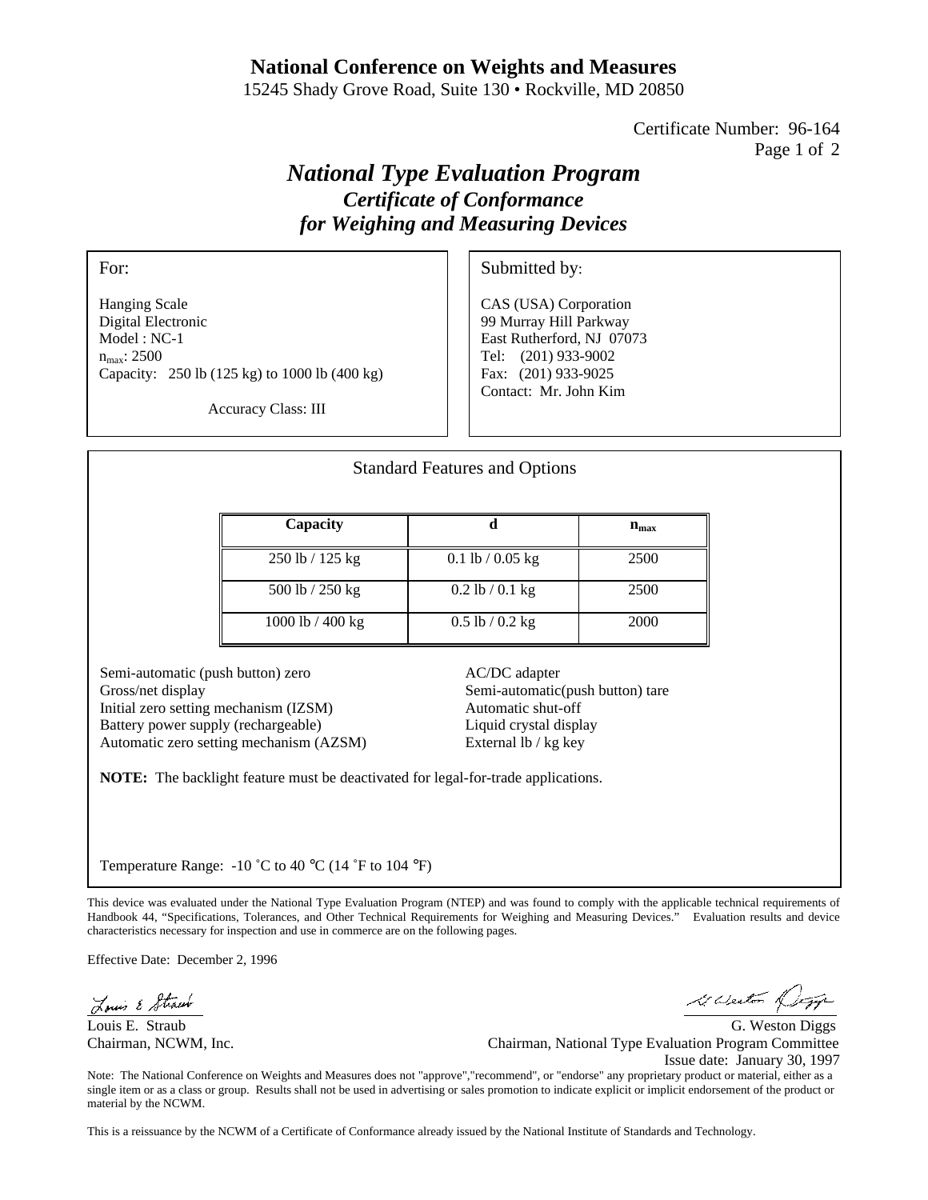# National Conference on Weights and Measures

15245 Shady Grove Road, Suite 130 • Rockville, MD 20850

Certificate Number: 96-164

## *National Type Evaluation Program*
### *Certificate of Conformance*
### *for Weighing and Measuring Devices*

**For:**

Hanging Scale
Digital Electronic
Model : NC-1
$n_{max}$: 2500
Capacity: 250 lb (125 kg) to 1000 lb (400 kg)

Accuracy Class: III

**Submitted by:**

CAS (USA) Corporation
99 Murray Hill Parkway
East Rutherford, NJ 07073
Tel: (201) 933-9002
Fax: (201) 933-9025
Contact: Mr. John Kim

### Standard Features and Options

| Capacity | d | $n_{max}$ |
|---|---|---|
| 250 lb / 125 kg | 0.1 lb / 0.05 kg | 2500 |
| 500 lb / 250 kg | 0.2 lb / 0.1 kg | 2500 |
| 1000 lb / 400 kg | 0.5 lb / 0.2 kg | 2000 |

- Semi-automatic (push button) zero
- Gross/net display
- Initial zero setting mechanism (IZSM)
- Battery power supply (rechargeable)
- Automatic zero setting mechanism (AZSM)
- AC/DC adapter
- Semi-automatic(push button) tare
- Automatic shut-off
- Liquid crystal display
- External lb / kg key

**NOTE:** The backlight feature must be deactivated for legal-for-trade applications.

Temperature Range: -10 ˚C to 40 °C (14 ˚F to 104 °F)

This device was evaluated under the National Type Evaluation Program (NTEP) and was found to comply with the applicable technical requirements of Handbook 44, "Specifications, Tolerances, and Other Technical Requirements for Weighing and Measuring Devices." Evaluation results and device characteristics necessary for inspection and use in commerce are on the following pages.

Effective Date: December 2, 1996

Louis E. Straub
Chairman, NCWM, Inc.

G. Weston Diggs
Chairman, National Type Evaluation Program Committee
Issue date: January 30, 1997

Note: The National Conference on Weights and Measures does not "approve","recommend", or "endorse" any proprietary product or material, either as a single item or as a class or group. Results shall not be used in advertising or sales promotion to indicate explicit or implicit endorsement of the product or material by the NCWM.

This is a reissuance by the NCWM of a Certificate of Conformance already issued by the National Institute of Standards and Technology.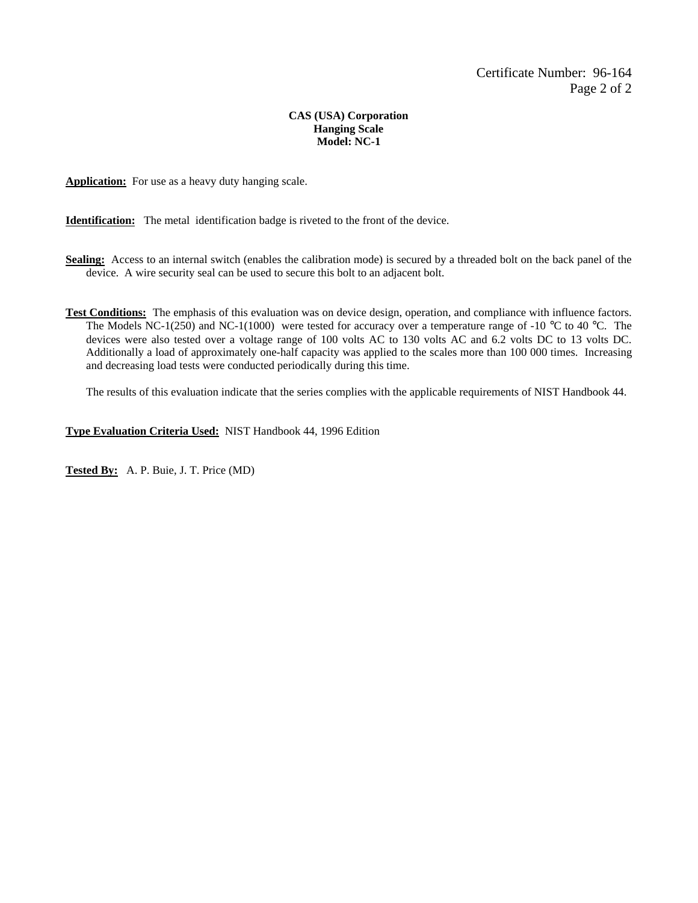Certificate Number: 96-164

**CAS (USA) Corporation**
**Hanging Scale**
**Model: NC-1**

**Application:** For use as a heavy duty hanging scale.

**Identification:** The metal identification badge is riveted to the front of the device.

**Sealing:** Access to an internal switch (enables the calibration mode) is secured by a threaded bolt on the back panel of the device. A wire security seal can be used to secure this bolt to an adjacent bolt.

**Test Conditions:** The emphasis of this evaluation was on device design, operation, and compliance with influence factors. The Models NC-1(250) and NC-1(1000) were tested for accuracy over a temperature range of -10 °C to 40 °C. The devices were also tested over a voltage range of 100 volts AC to 130 volts AC and 6.2 volts DC to 13 volts DC. Additionally a load of approximately one-half capacity was applied to the scales more than 100 000 times. Increasing and decreasing load tests were conducted periodically during this time.

The results of this evaluation indicate that the series complies with the applicable requirements of NIST Handbook 44.

**Type Evaluation Criteria Used:** NIST Handbook 44, 1996 Edition

**Tested By:** A. P. Buie, J. T. Price (MD)